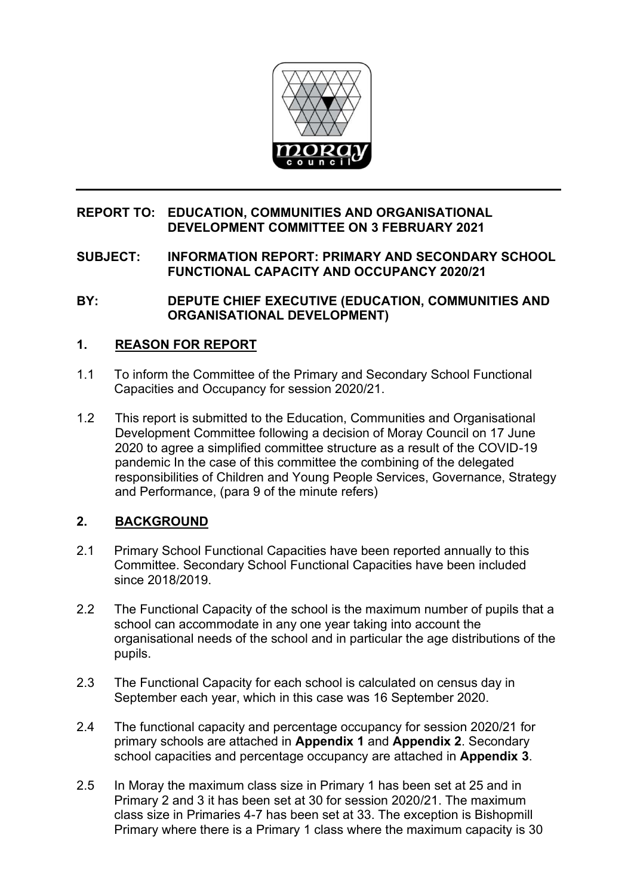**REPORT TO: EDUCATION, COMMUNITIES AND ORGANISATIONAL DEVELOPMENT COMMITTEE ON 3 FEBRUARY 2021**

**SUBJECT: INFORMATION REPORT: PRIMARY AND SECONDARY SCHOOL FUNCTIONAL CAPACITY AND OCCUPANCY 2020/21**

**BY: DEPUTE CHIEF EXECUTIVE (EDUCATION, COMMUNITIES AND ORGANISATIONAL DEVELOPMENT)**

## 1. REASON FOR REPORT

1.1 To inform the Committee of the Primary and Secondary School Functional Capacities and Occupancy for session 2020/21.

1.2 This report is submitted to the Education, Communities and Organisational Development Committee following a decision of Moray Council on 17 June 2020 to agree a simplified committee structure as a result of the COVID-19 pandemic In the case of this committee the combining of the delegated responsibilities of Children and Young People Services, Governance, Strategy and Performance, (para 9 of the minute refers)

## 2. BACKGROUND

2.1 Primary School Functional Capacities have been reported annually to this Committee. Secondary School Functional Capacities have been included since 2018/2019.

2.2 The Functional Capacity of the school is the maximum number of pupils that a school can accommodate in any one year taking into account the organisational needs of the school and in particular the age distributions of the pupils.

2.3 The Functional Capacity for each school is calculated on census day in September each year, which in this case was 16 September 2020.

2.4 The functional capacity and percentage occupancy for session 2020/21 for primary schools are attached in **Appendix 1** and **Appendix 2**. Secondary school capacities and percentage occupancy are attached in **Appendix 3**.

2.5 In Moray the maximum class size in Primary 1 has been set at 25 and in Primary 2 and 3 it has been set at 30 for session 2020/21. The maximum class size in Primaries 4-7 has been set at 33. The exception is Bishopmill Primary where there is a Primary 1 class where the maximum capacity is 30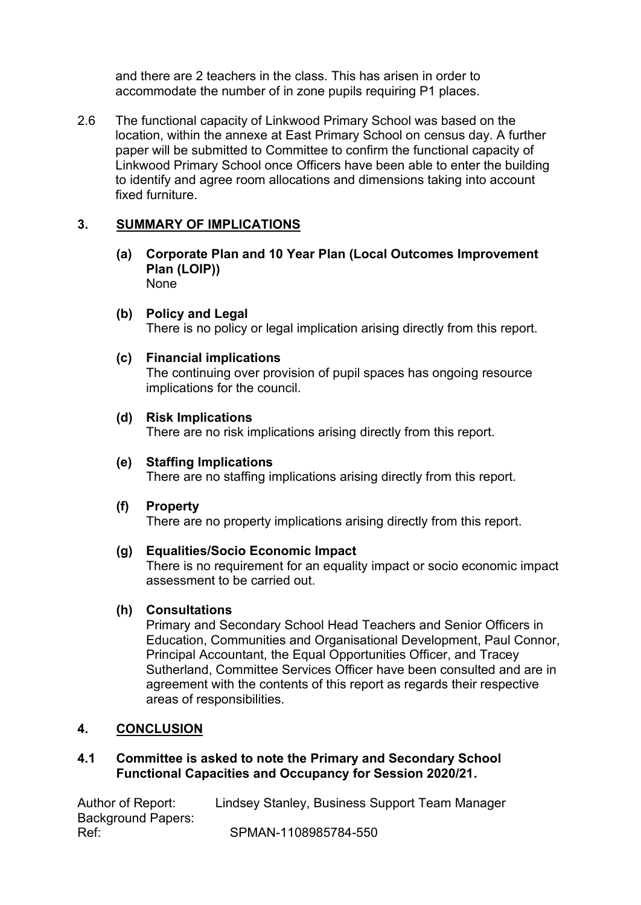and there are 2 teachers in the class. This has arisen in order to accommodate the number of in zone pupils requiring P1 places.

2.6 The functional capacity of Linkwood Primary School was based on the location, within the annexe at East Primary School on census day. A further paper will be submitted to Committee to confirm the functional capacity of Linkwood Primary School once Officers have been able to enter the building to identify and agree room allocations and dimensions taking into account fixed furniture.

## 3. SUMMARY OF IMPLICATIONS

**(a) Corporate Plan and 10 Year Plan (Local Outcomes Improvement Plan (LOIP))**
None

**(b) Policy and Legal**
There is no policy or legal implication arising directly from this report.

**(c) Financial implications**
The continuing over provision of pupil spaces has ongoing resource implications for the council.

**(d) Risk Implications**
There are no risk implications arising directly from this report.

**(e) Staffing Implications**
There are no staffing implications arising directly from this report.

**(f) Property**
There are no property implications arising directly from this report.

**(g) Equalities/Socio Economic Impact**
There is no requirement for an equality impact or socio economic impact assessment to be carried out.

**(h) Consultations**
Primary and Secondary School Head Teachers and Senior Officers in Education, Communities and Organisational Development, Paul Connor, Principal Accountant, the Equal Opportunities Officer, and Tracey Sutherland, Committee Services Officer have been consulted and are in agreement with the contents of this report as regards their respective areas of responsibilities.

## 4. CONCLUSION

**4.1 Committee is asked to note the Primary and Secondary School Functional Capacities and Occupancy for Session 2020/21.**

Author of Report: Lindsey Stanley, Business Support Team Manager
Background Papers:
Ref: SPMAN-1108985784-550